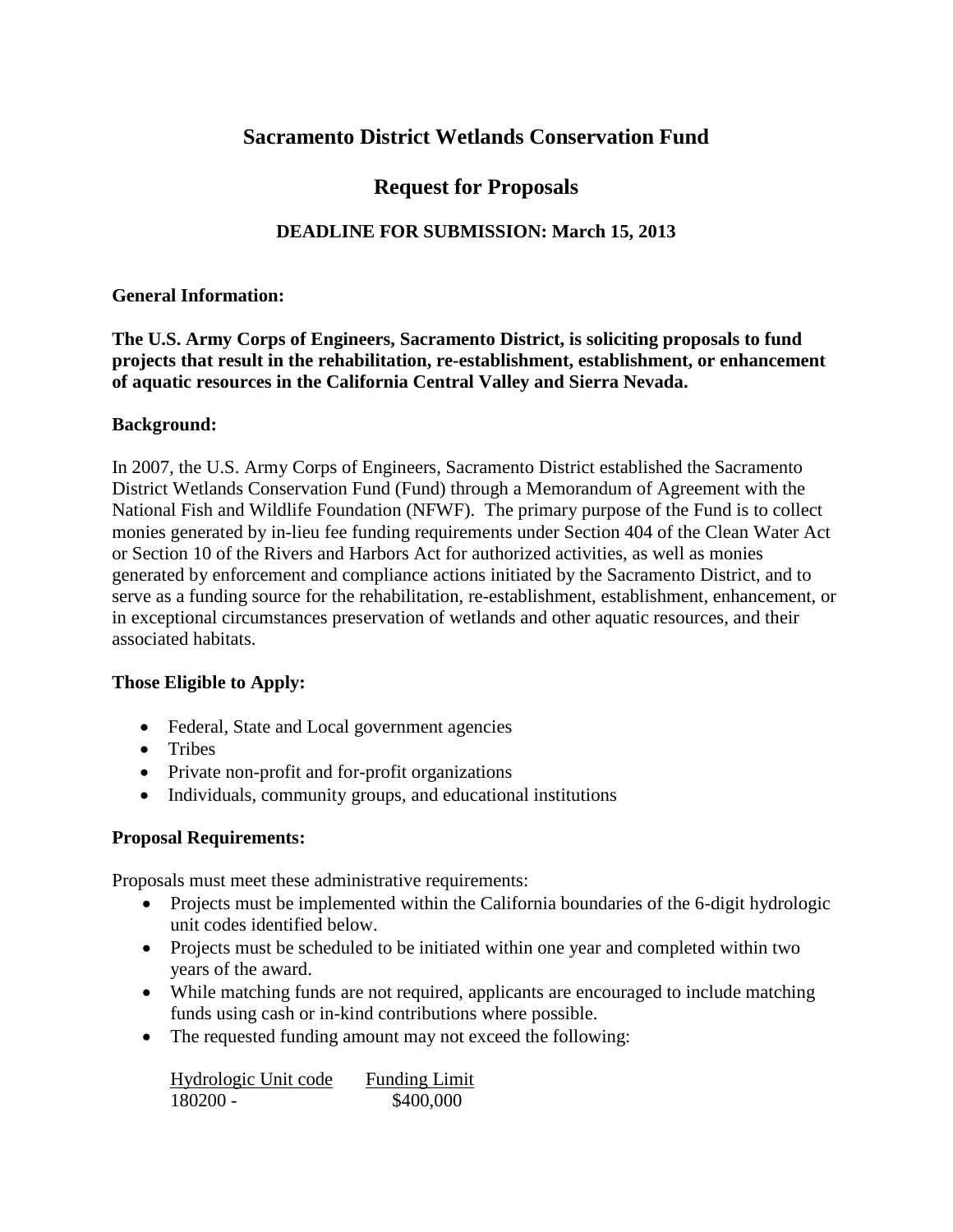# Sacramento District Wetlands Conservation Fund

## Request for Proposals

### DEADLINE FOR SUBMISSION: March 15, 2013

**General Information:**

**The U.S. Army Corps of Engineers, Sacramento District, is soliciting proposals to fund projects that result in the rehabilitation, re-establishment, establishment, or enhancement of aquatic resources in the California Central Valley and Sierra Nevada.**

**Background:**

In 2007, the U.S. Army Corps of Engineers, Sacramento District established the Sacramento District Wetlands Conservation Fund (Fund) through a Memorandum of Agreement with the National Fish and Wildlife Foundation (NFWF). The primary purpose of the Fund is to collect monies generated by in-lieu fee funding requirements under Section 404 of the Clean Water Act or Section 10 of the Rivers and Harbors Act for authorized activities, as well as monies generated by enforcement and compliance actions initiated by the Sacramento District, and to serve as a funding source for the rehabilitation, re-establishment, establishment, enhancement, or in exceptional circumstances preservation of wetlands and other aquatic resources, and their associated habitats.

**Those Eligible to Apply:**

- Federal, State and Local government agencies
- Tribes
- Private non-profit and for-profit organizations
- Individuals, community groups, and educational institutions

**Proposal Requirements:**

Proposals must meet these administrative requirements:

- Projects must be implemented within the California boundaries of the 6-digit hydrologic unit codes identified below.
- Projects must be scheduled to be initiated within one year and completed within two years of the award.
- While matching funds are not required, applicants are encouraged to include matching funds using cash or in-kind contributions where possible.
- The requested funding amount may not exceed the following:

| Hydrologic Unit code | Funding Limit |
| --- | --- |
| 180200 - | $400,000 |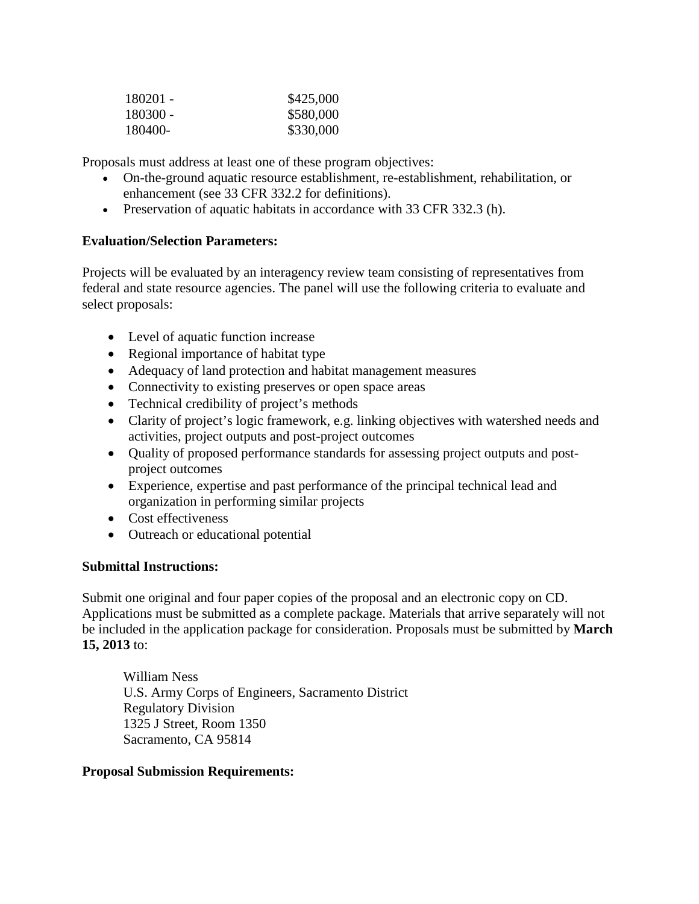| | |
|---|---|
| 180201 - | $425,000 |
| 180300 - | $580,000 |
| 180400- | $330,000 |

Proposals must address at least one of these program objectives:

- On-the-ground aquatic resource establishment, re-establishment, rehabilitation, or enhancement (see 33 CFR 332.2 for definitions).
- Preservation of aquatic habitats in accordance with 33 CFR 332.3 (h).

**Evaluation/Selection Parameters:**

Projects will be evaluated by an interagency review team consisting of representatives from federal and state resource agencies. The panel will use the following criteria to evaluate and select proposals:

- Level of aquatic function increase
- Regional importance of habitat type
- Adequacy of land protection and habitat management measures
- Connectivity to existing preserves or open space areas
- Technical credibility of project's methods
- Clarity of project's logic framework, e.g. linking objectives with watershed needs and activities, project outputs and post-project outcomes
- Quality of proposed performance standards for assessing project outputs and post-project outcomes
- Experience, expertise and past performance of the principal technical lead and organization in performing similar projects
- Cost effectiveness
- Outreach or educational potential

**Submittal Instructions:**

Submit one original and four paper copies of the proposal and an electronic copy on CD. Applications must be submitted as a complete package. Materials that arrive separately will not be included in the application package for consideration. Proposals must be submitted by **March 15, 2013** to:

William Ness
U.S. Army Corps of Engineers, Sacramento District
Regulatory Division
1325 J Street, Room 1350
Sacramento, CA 95814

**Proposal Submission Requirements:**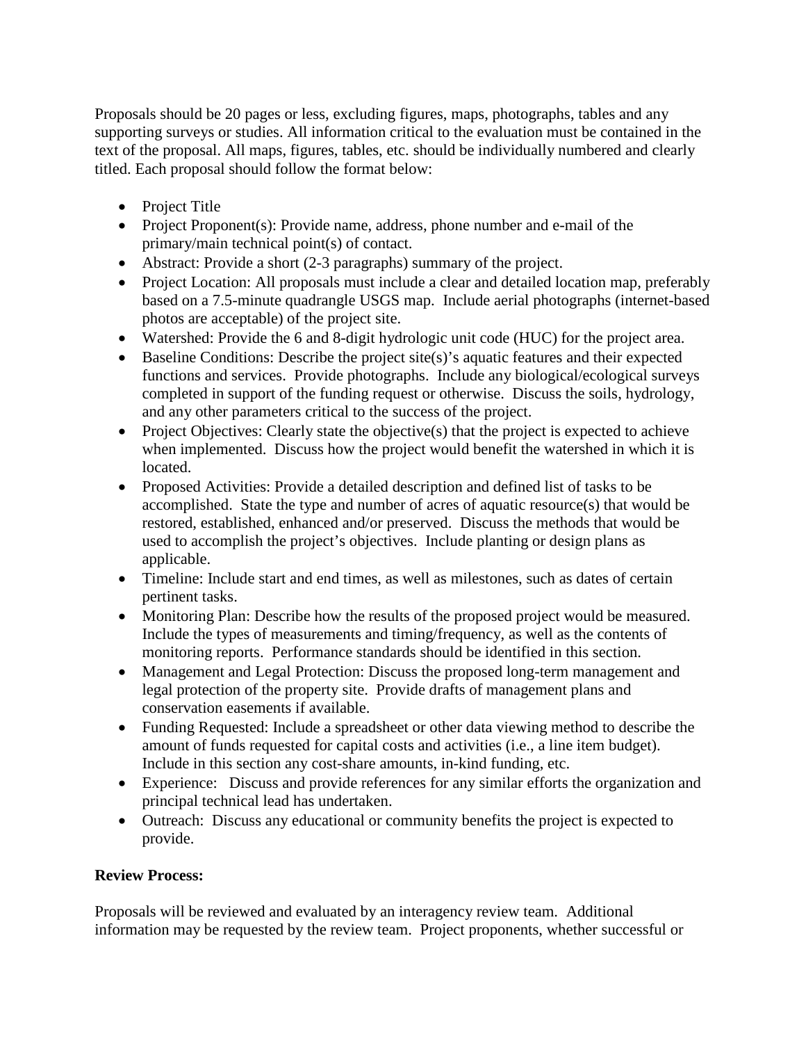Proposals should be 20 pages or less, excluding figures, maps, photographs, tables and any supporting surveys or studies. All information critical to the evaluation must be contained in the text of the proposal. All maps, figures, tables, etc. should be individually numbered and clearly titled. Each proposal should follow the format below:

- Project Title
- Project Proponent(s): Provide name, address, phone number and e-mail of the primary/main technical point(s) of contact.
- Abstract: Provide a short (2-3 paragraphs) summary of the project.
- Project Location: All proposals must include a clear and detailed location map, preferably based on a 7.5-minute quadrangle USGS map. Include aerial photographs (internet-based photos are acceptable) of the project site.
- Watershed: Provide the 6 and 8-digit hydrologic unit code (HUC) for the project area.
- Baseline Conditions: Describe the project site(s)'s aquatic features and their expected functions and services. Provide photographs. Include any biological/ecological surveys completed in support of the funding request or otherwise. Discuss the soils, hydrology, and any other parameters critical to the success of the project.
- Project Objectives: Clearly state the objective(s) that the project is expected to achieve when implemented. Discuss how the project would benefit the watershed in which it is located.
- Proposed Activities: Provide a detailed description and defined list of tasks to be accomplished. State the type and number of acres of aquatic resource(s) that would be restored, established, enhanced and/or preserved. Discuss the methods that would be used to accomplish the project's objectives. Include planting or design plans as applicable.
- Timeline: Include start and end times, as well as milestones, such as dates of certain pertinent tasks.
- Monitoring Plan: Describe how the results of the proposed project would be measured. Include the types of measurements and timing/frequency, as well as the contents of monitoring reports. Performance standards should be identified in this section.
- Management and Legal Protection: Discuss the proposed long-term management and legal protection of the property site. Provide drafts of management plans and conservation easements if available.
- Funding Requested: Include a spreadsheet or other data viewing method to describe the amount of funds requested for capital costs and activities (i.e., a line item budget). Include in this section any cost-share amounts, in-kind funding, etc.
- Experience: Discuss and provide references for any similar efforts the organization and principal technical lead has undertaken.
- Outreach: Discuss any educational or community benefits the project is expected to provide.

**Review Process:**

Proposals will be reviewed and evaluated by an interagency review team. Additional information may be requested by the review team. Project proponents, whether successful or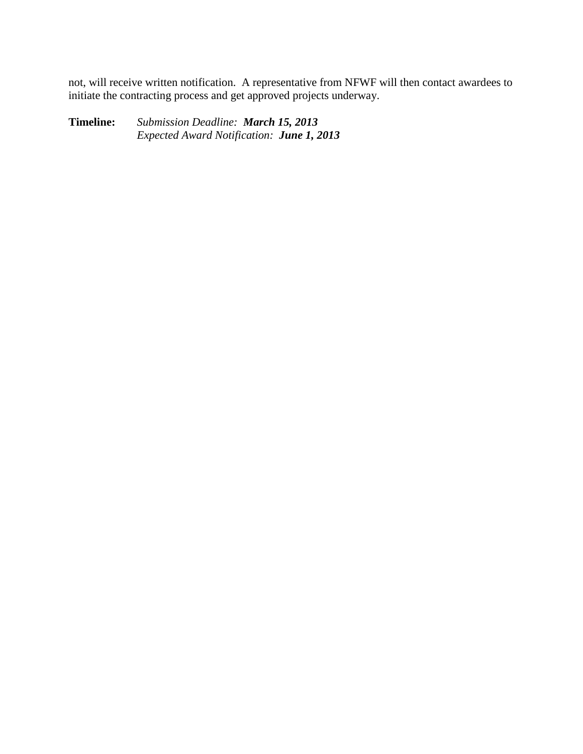not, will receive written notification. A representative from NFWF will then contact awardees to initiate the contracting process and get approved projects underway.

**Timeline:** *Submission Deadline:* ***March 15, 2013***
*Expected Award Notification:* ***June 1, 2013***